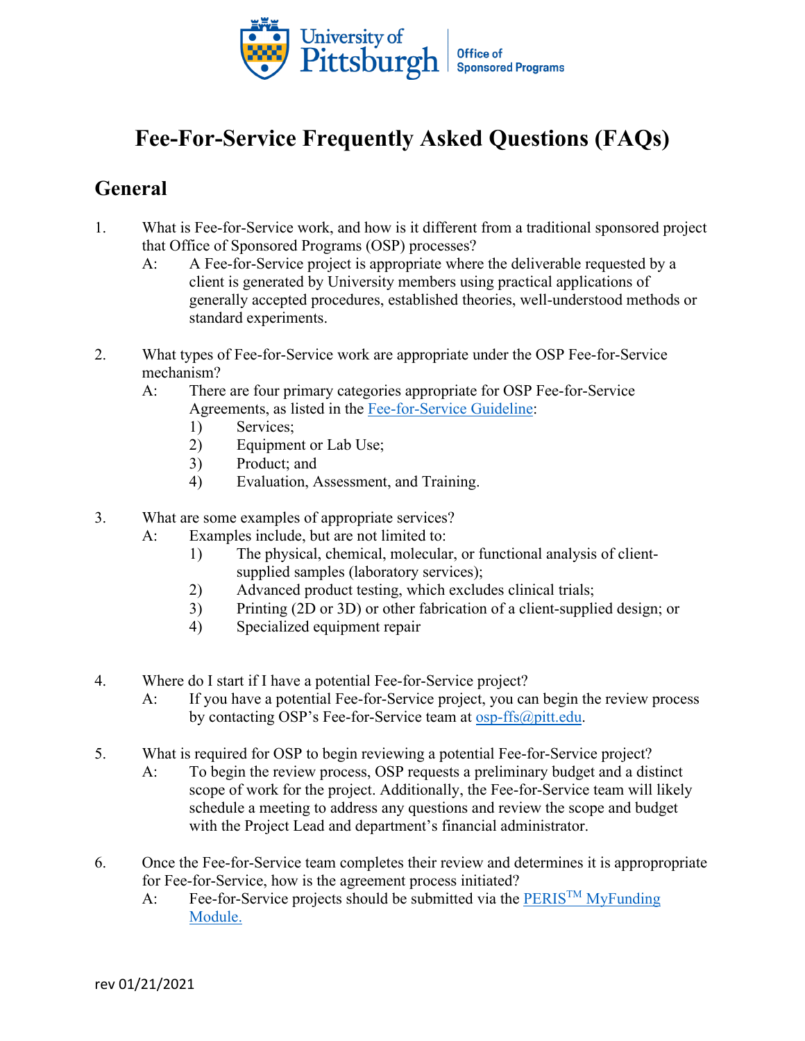University of Pittsburgh | Office of Sponsored Programs

# Fee-For-Service Frequently Asked Questions (FAQs)

## General

1. What is Fee-for-Service work, and how is it different from a traditional sponsored project that Office of Sponsored Programs (OSP) processes?

   A: A Fee-for-Service project is appropriate where the deliverable requested by a client is generated by University members using practical applications of generally accepted procedures, established theories, well-understood methods or standard experiments.

2. What types of Fee-for-Service work are appropriate under the OSP Fee-for-Service mechanism?

   A: There are four primary categories appropriate for OSP Fee-for-Service Agreements, as listed in the [Fee-for-Service Guideline](#):
   1) Services;
   2) Equipment or Lab Use;
   3) Product; and
   4) Evaluation, Assessment, and Training.

3. What are some examples of appropriate services?

   A: Examples include, but are not limited to:
   1) The physical, chemical, molecular, or functional analysis of client-supplied samples (laboratory services);
   2) Advanced product testing, which excludes clinical trials;
   3) Printing (2D or 3D) or other fabrication of a client-supplied design; or
   4) Specialized equipment repair

4. Where do I start if I have a potential Fee-for-Service project?

   A: If you have a potential Fee-for-Service project, you can begin the review process by contacting OSP's Fee-for-Service team at [osp-ffs@pitt.edu](mailto:osp-ffs@pitt.edu).

5. What is required for OSP to begin reviewing a potential Fee-for-Service project?

   A: To begin the review process, OSP requests a preliminary budget and a distinct scope of work for the project. Additionally, the Fee-for-Service team will likely schedule a meeting to address any questions and review the scope and budget with the Project Lead and department's financial administrator.

6. Once the Fee-for-Service team completes their review and determines it is appropropriate for Fee-for-Service, how is the agreement process initiated?

   A: Fee-for-Service projects should be submitted via the [PERIS™ MyFunding Module.](#)

rev 01/21/2021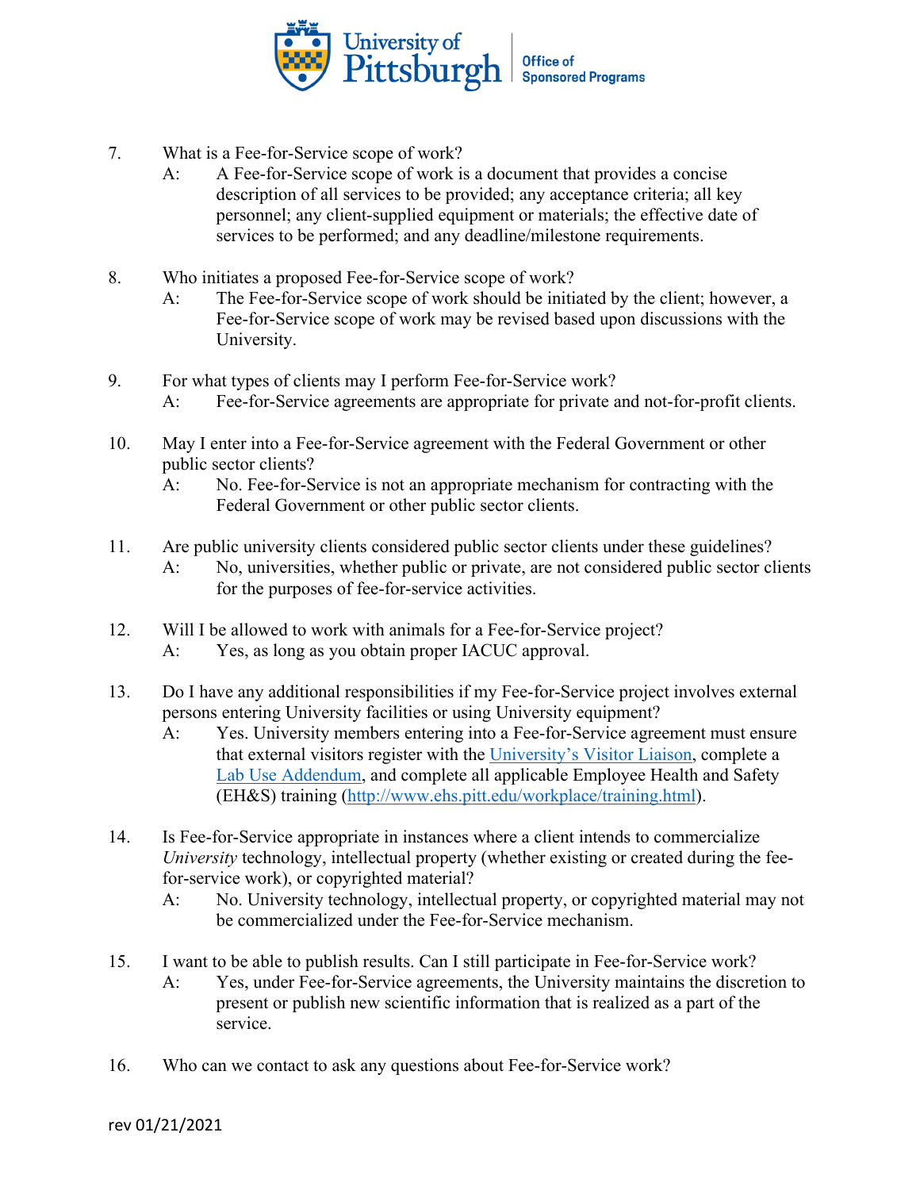7. What is a Fee-for-Service scope of work?

   A: A Fee-for-Service scope of work is a document that provides a concise description of all services to be provided; any acceptance criteria; all key personnel; any client-supplied equipment or materials; the effective date of services to be performed; and any deadline/milestone requirements.

8. Who initiates a proposed Fee-for-Service scope of work?

   A: The Fee-for-Service scope of work should be initiated by the client; however, a Fee-for-Service scope of work may be revised based upon discussions with the University.

9. For what types of clients may I perform Fee-for-Service work?

   A: Fee-for-Service agreements are appropriate for private and not-for-profit clients.

10. May I enter into a Fee-for-Service agreement with the Federal Government or other public sector clients?

    A: No. Fee-for-Service is not an appropriate mechanism for contracting with the Federal Government or other public sector clients.

11. Are public university clients considered public sector clients under these guidelines?

    A: No, universities, whether public or private, are not considered public sector clients for the purposes of fee-for-service activities.

12. Will I be allowed to work with animals for a Fee-for-Service project?

    A: Yes, as long as you obtain proper IACUC approval.

13. Do I have any additional responsibilities if my Fee-for-Service project involves external persons entering University facilities or using University equipment?

    A: Yes. University members entering into a Fee-for-Service agreement must ensure that external visitors register with the University's Visitor Liaison, complete a Lab Use Addendum, and complete all applicable Employee Health and Safety (EH&S) training (http://www.ehs.pitt.edu/workplace/training.html).

14. Is Fee-for-Service appropriate in instances where a client intends to commercialize *University* technology, intellectual property (whether existing or created during the fee-for-service work), or copyrighted material?

    A: No. University technology, intellectual property, or copyrighted material may not be commercialized under the Fee-for-Service mechanism.

15. I want to be able to publish results. Can I still participate in Fee-for-Service work?

    A: Yes, under Fee-for-Service agreements, the University maintains the discretion to present or publish new scientific information that is realized as a part of the service.

16. Who can we contact to ask any questions about Fee-for-Service work?

rev 01/21/2021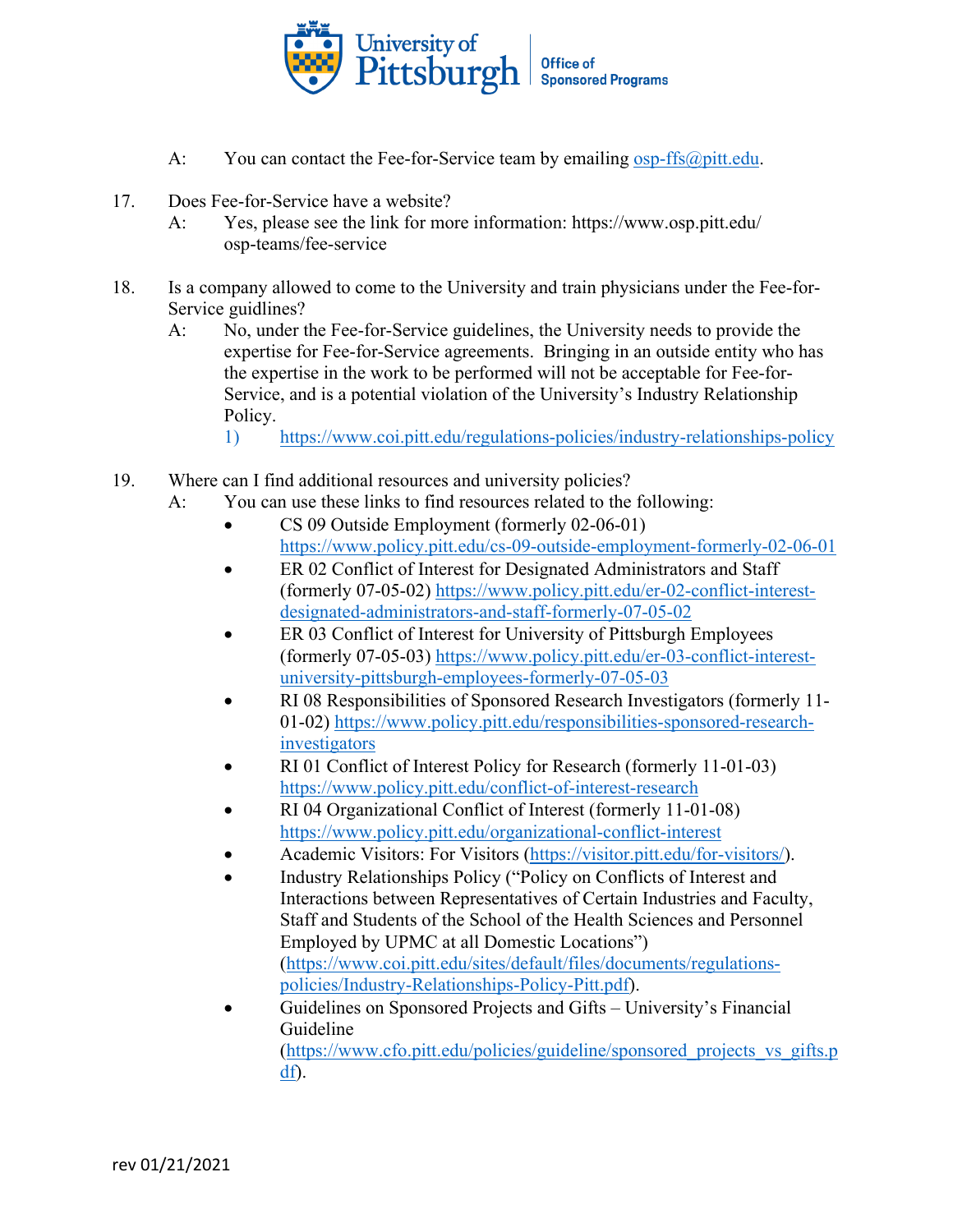A: You can contact the Fee-for-Service team by emailing osp-ffs@pitt.edu.

17. Does Fee-for-Service have a website?
    A: Yes, please see the link for more information: https://www.osp.pitt.edu/osp-teams/fee-service

18. Is a company allowed to come to the University and train physicians under the Fee-for-Service guidlines?
    A: No, under the Fee-for-Service guidelines, the University needs to provide the expertise for Fee-for-Service agreements. Bringing in an outside entity who has the expertise in the work to be performed will not be acceptable for Fee-for-Service, and is a potential violation of the University's Industry Relationship Policy.
    1) https://www.coi.pitt.edu/regulations-policies/industry-relationships-policy

19. Where can I find additional resources and university policies?
    A: You can use these links to find resources related to the following:
    - CS 09 Outside Employment (formerly 02-06-01) https://www.policy.pitt.edu/cs-09-outside-employment-formerly-02-06-01
    - ER 02 Conflict of Interest for Designated Administrators and Staff (formerly 07-05-02) https://www.policy.pitt.edu/er-02-conflict-interest-designated-administrators-and-staff-formerly-07-05-02
    - ER 03 Conflict of Interest for University of Pittsburgh Employees (formerly 07-05-03) https://www.policy.pitt.edu/er-03-conflict-interest-university-pittsburgh-employees-formerly-07-05-03
    - RI 08 Responsibilities of Sponsored Research Investigators (formerly 11-01-02) https://www.policy.pitt.edu/responsibilities-sponsored-research-investigators
    - RI 01 Conflict of Interest Policy for Research (formerly 11-01-03) https://www.policy.pitt.edu/conflict-of-interest-research
    - RI 04 Organizational Conflict of Interest (formerly 11-01-08) https://www.policy.pitt.edu/organizational-conflict-interest
    - Academic Visitors: For Visitors (https://visitor.pitt.edu/for-visitors/).
    - Industry Relationships Policy ("Policy on Conflicts of Interest and Interactions between Representatives of Certain Industries and Faculty, Staff and Students of the School of the Health Sciences and Personnel Employed by UPMC at all Domestic Locations") (https://www.coi.pitt.edu/sites/default/files/documents/regulations-policies/Industry-Relationships-Policy-Pitt.pdf).
    - Guidelines on Sponsored Projects and Gifts – University's Financial Guideline (https://www.cfo.pitt.edu/policies/guideline/sponsored_projects_vs_gifts.pdf).

rev 01/21/2021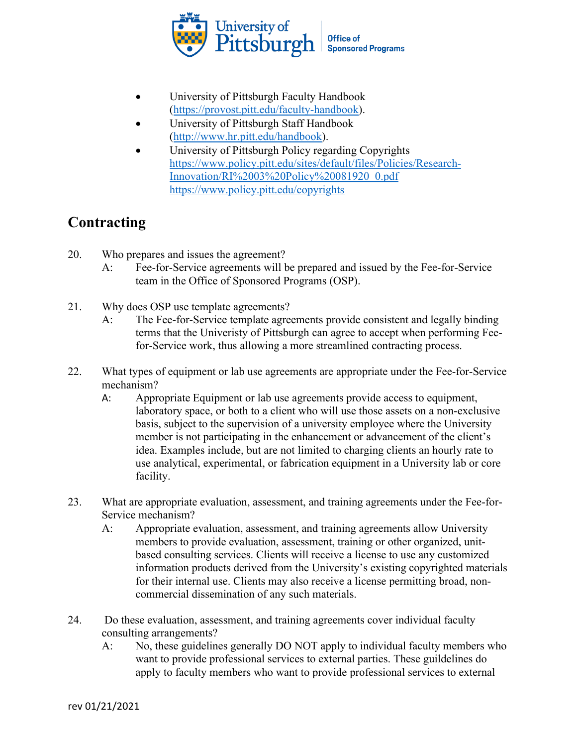- University of Pittsburgh Faculty Handbook (https://provost.pitt.edu/faculty-handbook).
- University of Pittsburgh Staff Handbook (http://www.hr.pitt.edu/handbook).
- University of Pittsburgh Policy regarding Copyrights https://www.policy.pitt.edu/sites/default/files/Policies/Research-Innovation/RI%2003%20Policy%2008192O_0.pdf https://www.policy.pitt.edu/copyrights

## Contracting

20. Who prepares and issues the agreement?

    A: Fee-for-Service agreements will be prepared and issued by the Fee-for-Service team in the Office of Sponsored Programs (OSP).

21. Why does OSP use template agreements?

    A: The Fee-for-Service template agreements provide consistent and legally binding terms that the Univeristy of Pittsburgh can agree to accept when performing Fee-for-Service work, thus allowing a more streamlined contracting process.

22. What types of equipment or lab use agreements are appropriate under the Fee-for-Service mechanism?

    A: Appropriate Equipment or lab use agreements provide access to equipment, laboratory space, or both to a client who will use those assets on a non-exclusive basis, subject to the supervision of a university employee where the University member is not participating in the enhancement or advancement of the client's idea. Examples include, but are not limited to charging clients an hourly rate to use analytical, experimental, or fabrication equipment in a University lab or core facility.

23. What are appropriate evaluation, assessment, and training agreements under the Fee-for-Service mechanism?

    A: Appropriate evaluation, assessment, and training agreements allow University members to provide evaluation, assessment, training or other organized, unit-based consulting services. Clients will receive a license to use any customized information products derived from the University's existing copyrighted materials for their internal use. Clients may also receive a license permitting broad, non-commercial dissemination of any such materials.

24. Do these evaluation, assessment, and training agreements cover individual faculty consulting arrangements?

    A: No, these guidelines generally DO NOT apply to individual faculty members who want to provide professional services to external parties. These guildelines do apply to faculty members who want to provide professional services to external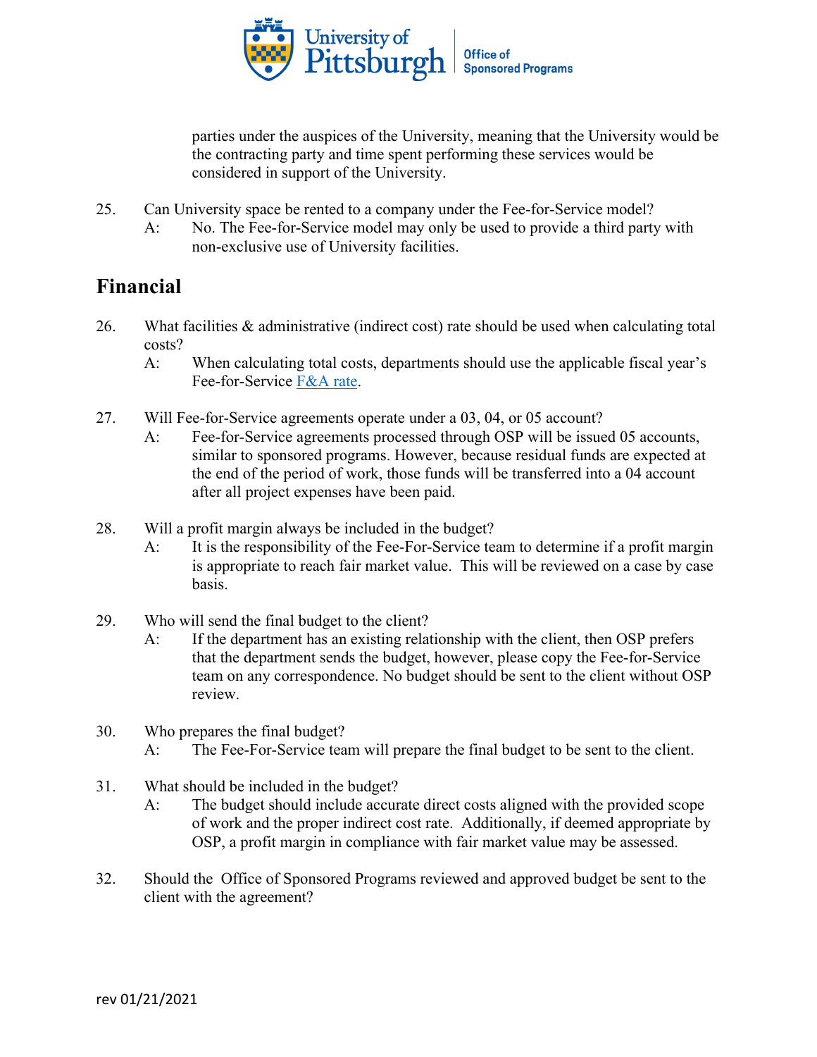parties under the auspices of the University, meaning that the University would be the contracting party and time spent performing these services would be considered in support of the University.

25. Can University space be rented to a company under the Fee-for-Service model?
    A: No. The Fee-for-Service model may only be used to provide a third party with non-exclusive use of University facilities.

## Financial

26. What facilities & administrative (indirect cost) rate should be used when calculating total costs?
    A: When calculating total costs, departments should use the applicable fiscal year's Fee-for-Service F&A rate.

27. Will Fee-for-Service agreements operate under a 03, 04, or 05 account?
    A: Fee-for-Service agreements processed through OSP will be issued 05 accounts, similar to sponsored programs. However, because residual funds are expected at the end of the period of work, those funds will be transferred into a 04 account after all project expenses have been paid.

28. Will a profit margin always be included in the budget?
    A: It is the responsibility of the Fee-For-Service team to determine if a profit margin is appropriate to reach fair market value. This will be reviewed on a case by case basis.

29. Who will send the final budget to the client?
    A: If the department has an existing relationship with the client, then OSP prefers that the department sends the budget, however, please copy the Fee-for-Service team on any correspondence. No budget should be sent to the client without OSP review.

30. Who prepares the final budget?
    A: The Fee-For-Service team will prepare the final budget to be sent to the client.

31. What should be included in the budget?
    A: The budget should include accurate direct costs aligned with the provided scope of work and the proper indirect cost rate. Additionally, if deemed appropriate by OSP, a profit margin in compliance with fair market value may be assessed.

32. Should the Office of Sponsored Programs reviewed and approved budget be sent to the client with the agreement?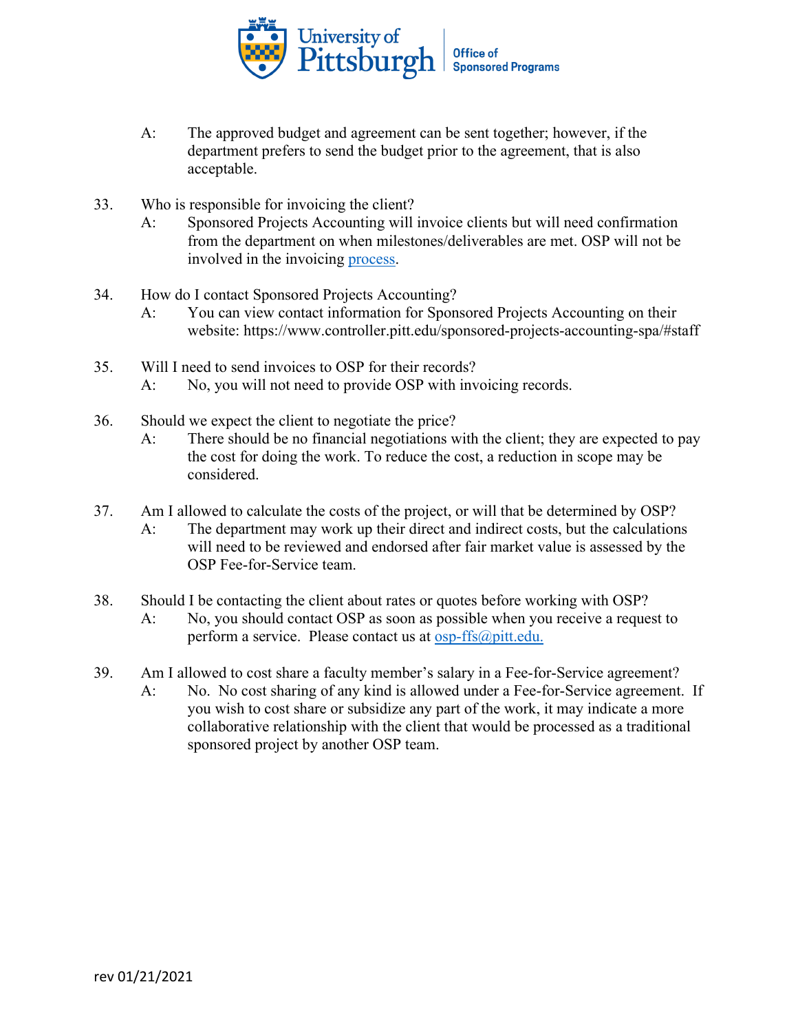A: The approved budget and agreement can be sent together; however, if the department prefers to send the budget prior to the agreement, that is also acceptable.

33. Who is responsible for invoicing the client?
    A: Sponsored Projects Accounting will invoice clients but will need confirmation from the department on when milestones/deliverables are met. OSP will not be involved in the invoicing process.

34. How do I contact Sponsored Projects Accounting?
    A: You can view contact information for Sponsored Projects Accounting on their website: https://www.controller.pitt.edu/sponsored-projects-accounting-spa/#staff

35. Will I need to send invoices to OSP for their records?
    A: No, you will not need to provide OSP with invoicing records.

36. Should we expect the client to negotiate the price?
    A: There should be no financial negotiations with the client; they are expected to pay the cost for doing the work. To reduce the cost, a reduction in scope may be considered.

37. Am I allowed to calculate the costs of the project, or will that be determined by OSP?
    A: The department may work up their direct and indirect costs, but the calculations will need to be reviewed and endorsed after fair market value is assessed by the OSP Fee-for-Service team.

38. Should I be contacting the client about rates or quotes before working with OSP?
    A: No, you should contact OSP as soon as possible when you receive a request to perform a service. Please contact us at osp-ffs@pitt.edu.

39. Am I allowed to cost share a faculty member's salary in a Fee-for-Service agreement?
    A: No. No cost sharing of any kind is allowed under a Fee-for-Service agreement. If you wish to cost share or subsidize any part of the work, it may indicate a more collaborative relationship with the client that would be processed as a traditional sponsored project by another OSP team.

rev 01/21/2021